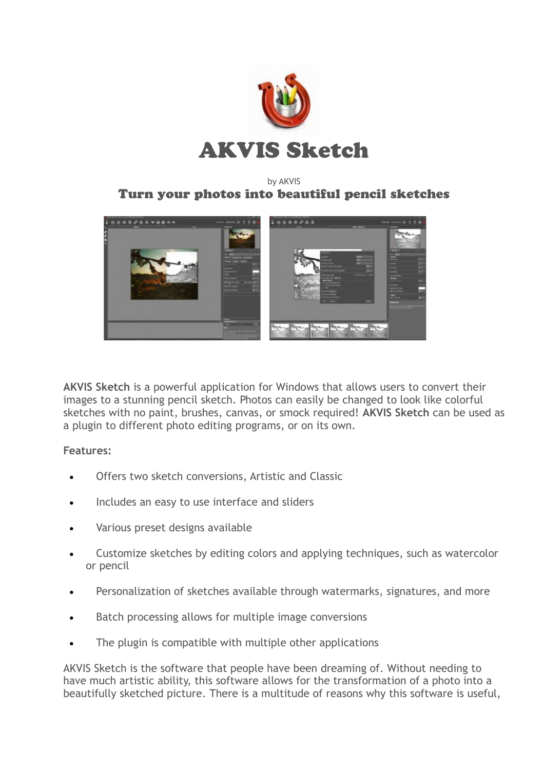# AKVIS Sketch

by AKVIS

## Turn your photos into beautiful pencil sketches

**AKVIS Sketch** is a powerful application for Windows that allows users to convert their images to a stunning pencil sketch. Photos can easily be changed to look like colorful sketches with no paint, brushes, canvas, or smock required! **AKVIS Sketch** can be used as a plugin to different photo editing programs, or on its own.

**Features:**

- Offers two sketch conversions, Artistic and Classic
- Includes an easy to use interface and sliders
- Various preset designs available
- Customize sketches by editing colors and applying techniques, such as watercolor or pencil
- Personalization of sketches available through watermarks, signatures, and more
- Batch processing allows for multiple image conversions
- The plugin is compatible with multiple other applications

AKVIS Sketch is the software that people have been dreaming of. Without needing to have much artistic ability, this software allows for the transformation of a photo into a beautifully sketched picture. There is a multitude of reasons why this software is useful,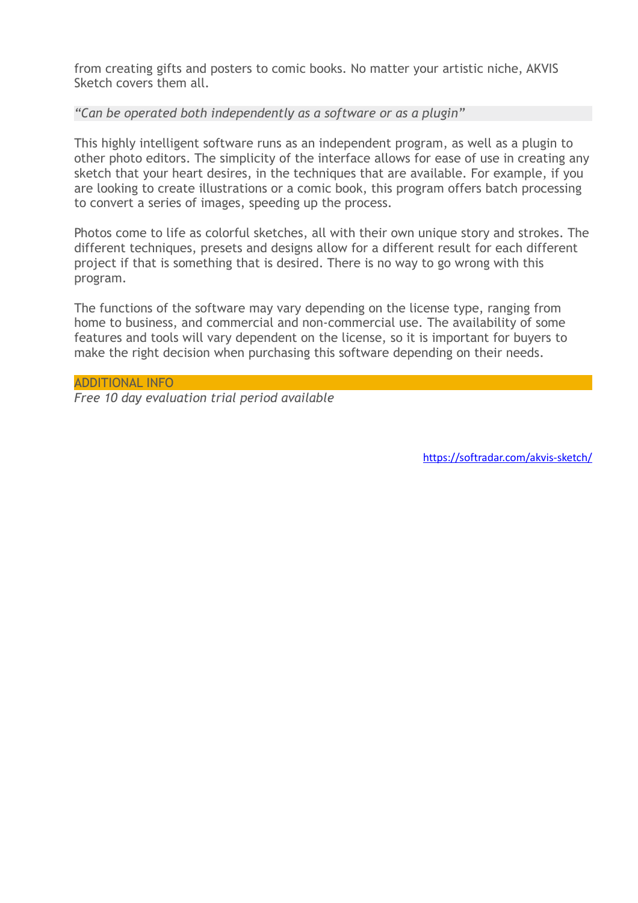from creating gifts and posters to comic books. No matter your artistic niche, AKVIS Sketch covers them all.

*“Can be operated both independently as a software or as a plugin”*

This highly intelligent software runs as an independent program, as well as a plugin to other photo editors. The simplicity of the interface allows for ease of use in creating any sketch that your heart desires, in the techniques that are available. For example, if you are looking to create illustrations or a comic book, this program offers batch processing to convert a series of images, speeding up the process.

Photos come to life as colorful sketches, all with their own unique story and strokes. The different techniques, presets and designs allow for a different result for each different project if that is something that is desired. There is no way to go wrong with this program.

The functions of the software may vary depending on the license type, ranging from home to business, and commercial and non-commercial use. The availability of some features and tools will vary dependent on the license, so it is important for buyers to make the right decision when purchasing this software depending on their needs.

## ADDITIONAL INFO

*Free 10 day evaluation trial period available*

https://softradar.com/akvis-sketch/